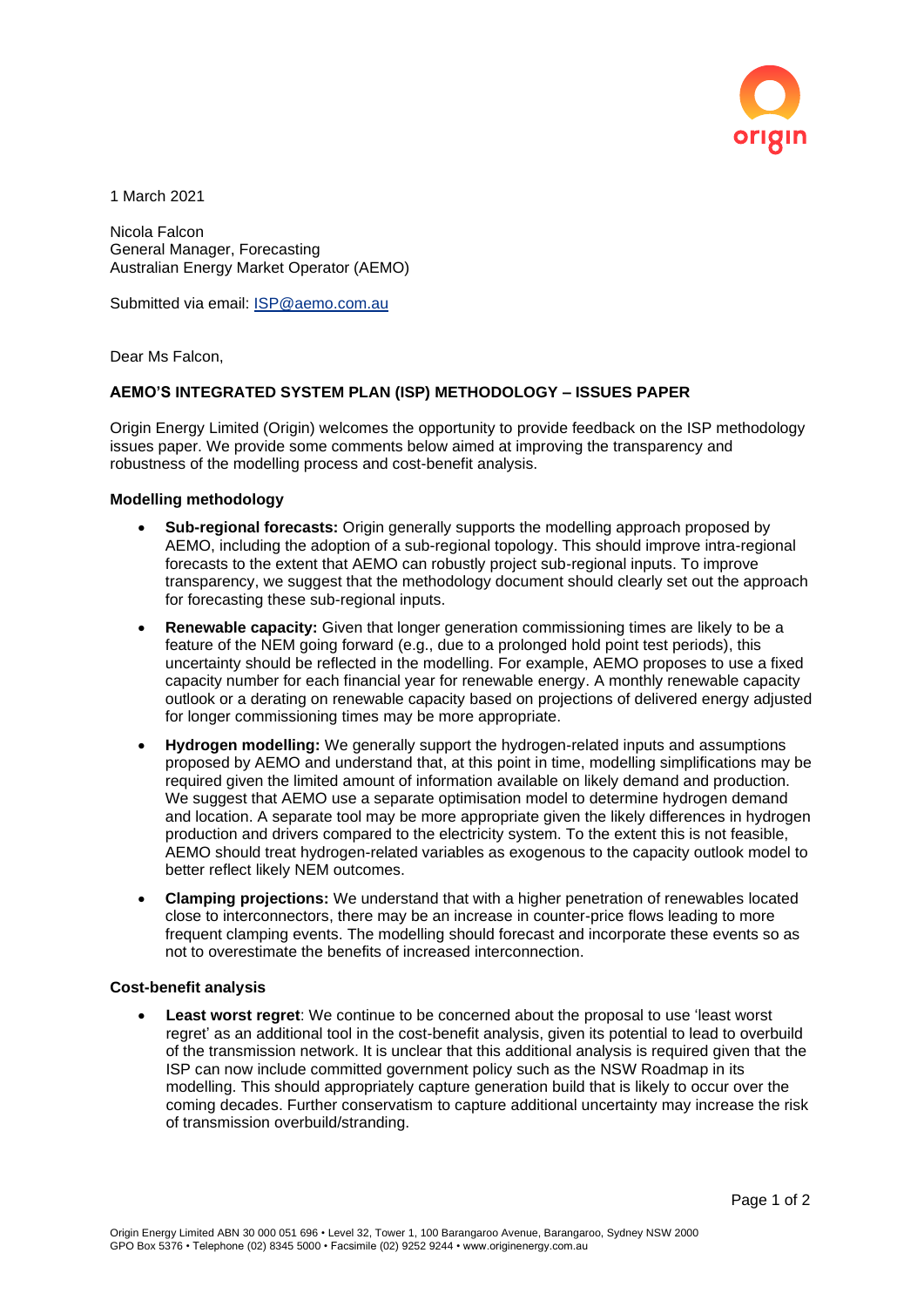1 March 2021

Nicola Falcon
General Manager, Forecasting
Australian Energy Market Operator (AEMO)

Submitted via email: [ISP@aemo.com.au](mailto:ISP@aemo.com.au)

Dear Ms Falcon,

**AEMO'S INTEGRATED SYSTEM PLAN (ISP) METHODOLOGY – ISSUES PAPER**

Origin Energy Limited (Origin) welcomes the opportunity to provide feedback on the ISP methodology issues paper. We provide some comments below aimed at improving the transparency and robustness of the modelling process and cost-benefit analysis.

**Modelling methodology**

- **Sub-regional forecasts:** Origin generally supports the modelling approach proposed by AEMO, including the adoption of a sub-regional topology. This should improve intra-regional forecasts to the extent that AEMO can robustly project sub-regional inputs. To improve transparency, we suggest that the methodology document should clearly set out the approach for forecasting these sub-regional inputs.
- **Renewable capacity:** Given that longer generation commissioning times are likely to be a feature of the NEM going forward (e.g., due to a prolonged hold point test periods), this uncertainty should be reflected in the modelling. For example, AEMO proposes to use a fixed capacity number for each financial year for renewable energy. A monthly renewable capacity outlook or a derating on renewable capacity based on projections of delivered energy adjusted for longer commissioning times may be more appropriate.
- **Hydrogen modelling:** We generally support the hydrogen-related inputs and assumptions proposed by AEMO and understand that, at this point in time, modelling simplifications may be required given the limited amount of information available on likely demand and production. We suggest that AEMO use a separate optimisation model to determine hydrogen demand and location. A separate tool may be more appropriate given the likely differences in hydrogen production and drivers compared to the electricity system. To the extent this is not feasible, AEMO should treat hydrogen-related variables as exogenous to the capacity outlook model to better reflect likely NEM outcomes.
- **Clamping projections:** We understand that with a higher penetration of renewables located close to interconnectors, there may be an increase in counter-price flows leading to more frequent clamping events. The modelling should forecast and incorporate these events so as not to overestimate the benefits of increased interconnection.

**Cost-benefit analysis**

- **Least worst regret**: We continue to be concerned about the proposal to use 'least worst regret' as an additional tool in the cost-benefit analysis, given its potential to lead to overbuild of the transmission network. It is unclear that this additional analysis is required given that the ISP can now include committed government policy such as the NSW Roadmap in its modelling. This should appropriately capture generation build that is likely to occur over the coming decades. Further conservatism to capture additional uncertainty may increase the risk of transmission overbuild/stranding.

Origin Energy Limited ABN 30 000 051 696 • Level 32, Tower 1, 100 Barangaroo Avenue, Barangaroo, Sydney NSW 2000
GPO Box 5376 • Telephone (02) 8345 5000 • Facsimile (02) 9252 9244 • www.originenergy.com.au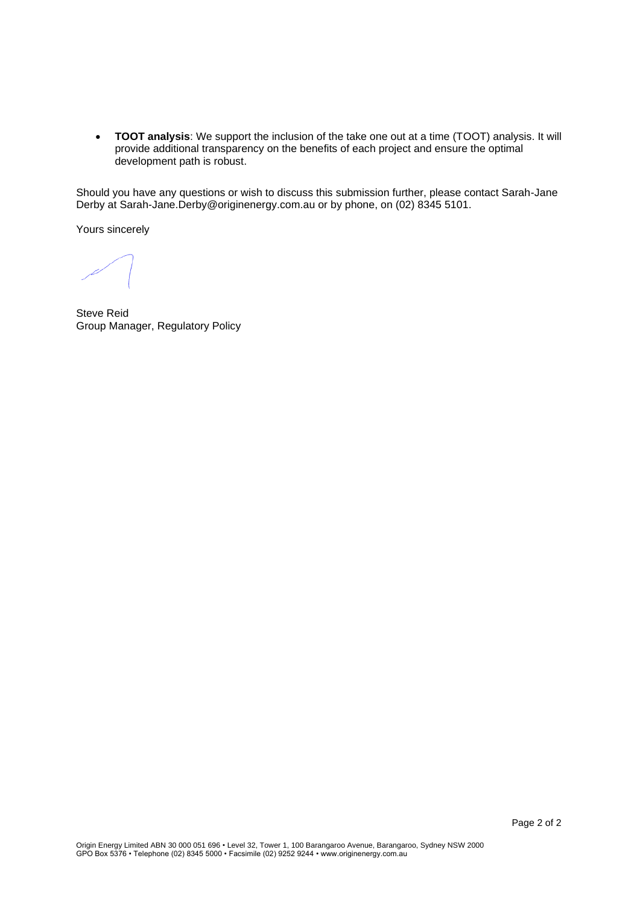- **TOOT analysis**: We support the inclusion of the take one out at a time (TOOT) analysis. It will provide additional transparency on the benefits of each project and ensure the optimal development path is robust.

Should you have any questions or wish to discuss this submission further, please contact Sarah-Jane Derby at Sarah-Jane.Derby@originenergy.com.au or by phone, on (02) 8345 5101.

Yours sincerely

Steve Reid
Group Manager, Regulatory Policy

Origin Energy Limited ABN 30 000 051 696 • Level 32, Tower 1, 100 Barangaroo Avenue, Barangaroo, Sydney NSW 2000
GPO Box 5376 • Telephone (02) 8345 5000 • Facsimile (02) 9252 9244 • www.originenergy.com.au